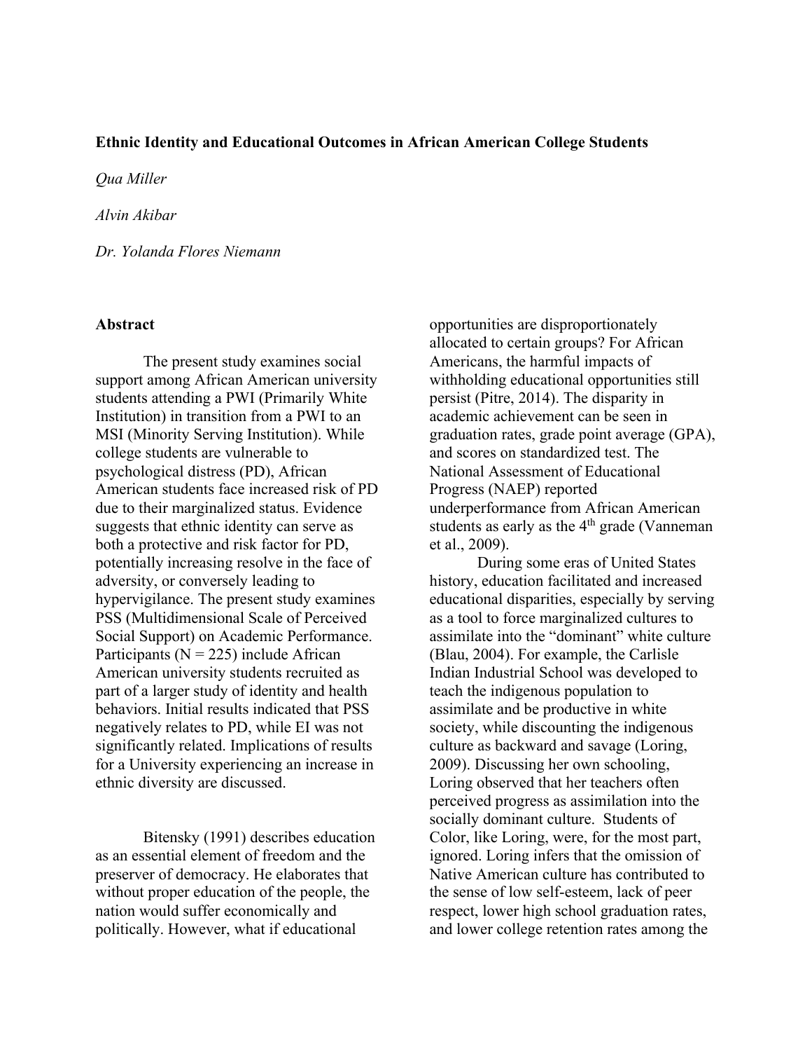**Ethnic Identity and Educational Outcomes in African American College Students**

*Qua Miller*

*Alvin Akibar*

*Dr. Yolanda Flores Niemann*

**Abstract**

The present study examines social support among African American university students attending a PWI (Primarily White Institution) in transition from a PWI to an MSI (Minority Serving Institution). While college students are vulnerable to psychological distress (PD), African American students face increased risk of PD due to their marginalized status. Evidence suggests that ethnic identity can serve as both a protective and risk factor for PD, potentially increasing resolve in the face of adversity, or conversely leading to hypervigilance. The present study examines PSS (Multidimensional Scale of Perceived Social Support) on Academic Performance. Participants (N = 225) include African American university students recruited as part of a larger study of identity and health behaviors. Initial results indicated that PSS negatively relates to PD, while EI was not significantly related. Implications of results for a University experiencing an increase in ethnic diversity are discussed.

Bitensky (1991) describes education as an essential element of freedom and the preserver of democracy. He elaborates that without proper education of the people, the nation would suffer economically and politically. However, what if educational opportunities are disproportionately allocated to certain groups? For African Americans, the harmful impacts of withholding educational opportunities still persist (Pitre, 2014). The disparity in academic achievement can be seen in graduation rates, grade point average (GPA), and scores on standardized test. The National Assessment of Educational Progress (NAEP) reported underperformance from African American students as early as the 4$^{th}$ grade (Vanneman et al., 2009).

During some eras of United States history, education facilitated and increased educational disparities, especially by serving as a tool to force marginalized cultures to assimilate into the "dominant" white culture (Blau, 2004). For example, the Carlisle Indian Industrial School was developed to teach the indigenous population to assimilate and be productive in white society, while discounting the indigenous culture as backward and savage (Loring, 2009). Discussing her own schooling, Loring observed that her teachers often perceived progress as assimilation into the socially dominant culture. Students of Color, like Loring, were, for the most part, ignored. Loring infers that the omission of Native American culture has contributed to the sense of low self-esteem, lack of peer respect, lower high school graduation rates, and lower college retention rates among the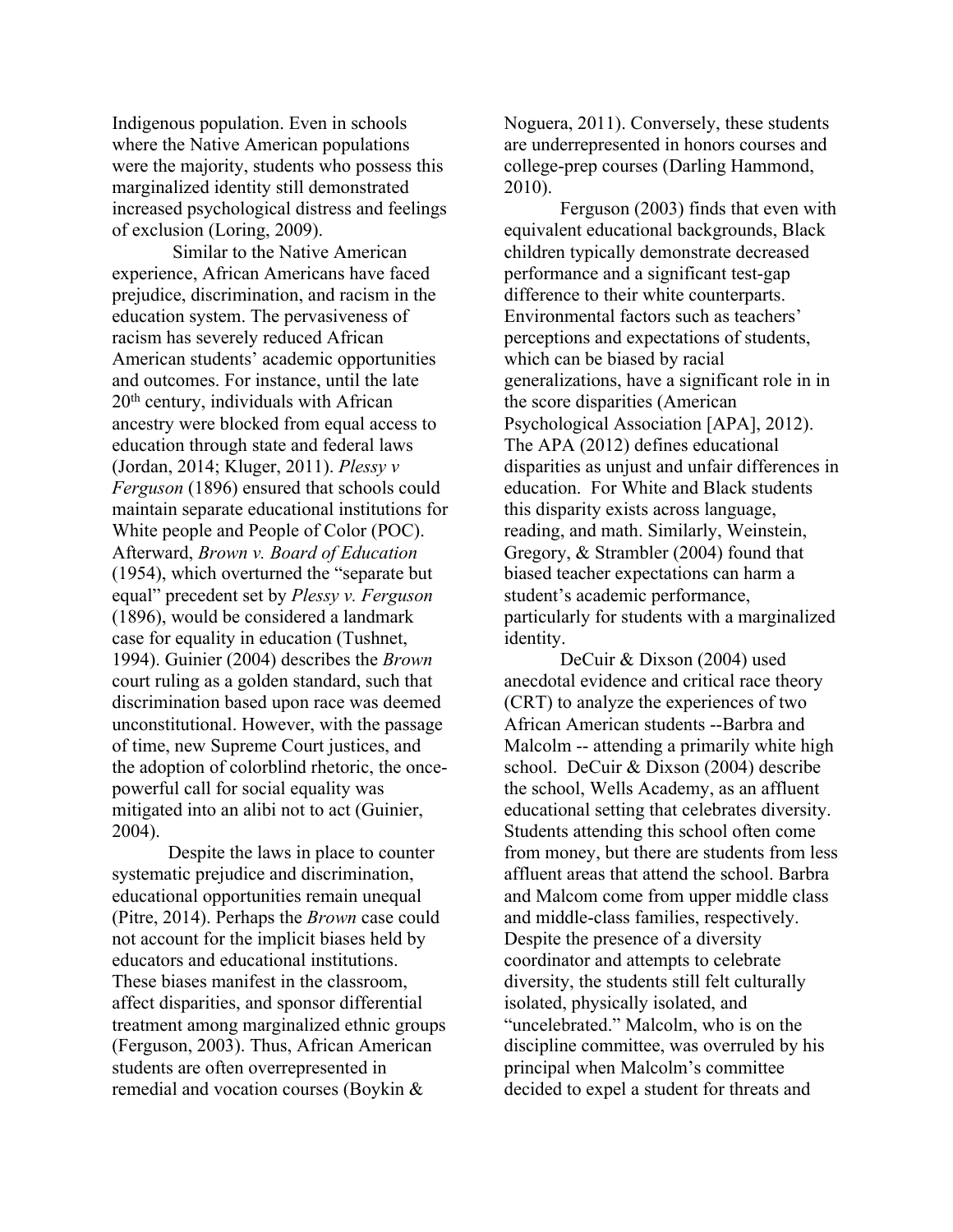Indigenous population. Even in schools where the Native American populations were the majority, students who possess this marginalized identity still demonstrated increased psychological distress and feelings of exclusion (Loring, 2009).

Similar to the Native American experience, African Americans have faced prejudice, discrimination, and racism in the education system. The pervasiveness of racism has severely reduced African American students' academic opportunities and outcomes. For instance, until the late 20th century, individuals with African ancestry were blocked from equal access to education through state and federal laws (Jordan, 2014; Kluger, 2011). *Plessy v Ferguson* (1896) ensured that schools could maintain separate educational institutions for White people and People of Color (POC). Afterward, *Brown v. Board of Education* (1954), which overturned the "separate but equal" precedent set by *Plessy v. Ferguson* (1896), would be considered a landmark case for equality in education (Tushnet, 1994). Guinier (2004) describes the *Brown* court ruling as a golden standard, such that discrimination based upon race was deemed unconstitutional. However, with the passage of time, new Supreme Court justices, and the adoption of colorblind rhetoric, the once-powerful call for social equality was mitigated into an alibi not to act (Guinier, 2004).

Despite the laws in place to counter systematic prejudice and discrimination, educational opportunities remain unequal (Pitre, 2014). Perhaps the *Brown* case could not account for the implicit biases held by educators and educational institutions. These biases manifest in the classroom, affect disparities, and sponsor differential treatment among marginalized ethnic groups (Ferguson, 2003). Thus, African American students are often overrepresented in remedial and vocation courses (Boykin & Noguera, 2011). Conversely, these students are underrepresented in honors courses and college-prep courses (Darling Hammond, 2010).

Ferguson (2003) finds that even with equivalent educational backgrounds, Black children typically demonstrate decreased performance and a significant test-gap difference to their white counterparts. Environmental factors such as teachers' perceptions and expectations of students, which can be biased by racial generalizations, have a significant role in in the score disparities (American Psychological Association [APA], 2012). The APA (2012) defines educational disparities as unjust and unfair differences in education. For White and Black students this disparity exists across language, reading, and math. Similarly, Weinstein, Gregory, & Strambler (2004) found that biased teacher expectations can harm a student's academic performance, particularly for students with a marginalized identity.

DeCuir & Dixson (2004) used anecdotal evidence and critical race theory (CRT) to analyze the experiences of two African American students --Barbra and Malcolm -- attending a primarily white high school. DeCuir & Dixson (2004) describe the school, Wells Academy, as an affluent educational setting that celebrates diversity. Students attending this school often come from money, but there are students from less affluent areas that attend the school. Barbra and Malcom come from upper middle class and middle-class families, respectively. Despite the presence of a diversity coordinator and attempts to celebrate diversity, the students still felt culturally isolated, physically isolated, and "uncelebrated." Malcolm, who is on the discipline committee, was overruled by his principal when Malcolm's committee decided to expel a student for threats and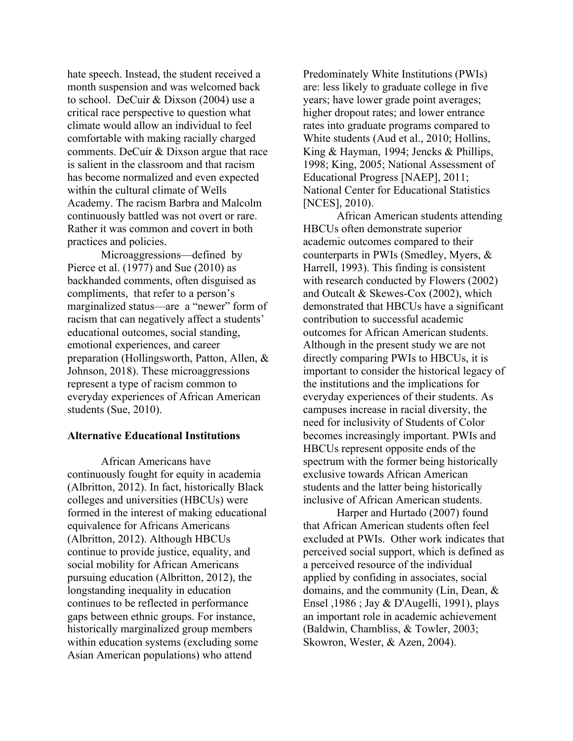hate speech. Instead, the student received a month suspension and was welcomed back to school. DeCuir & Dixson (2004) use a critical race perspective to question what climate would allow an individual to feel comfortable with making racially charged comments. DeCuir & Dixson argue that race is salient in the classroom and that racism has become normalized and even expected within the cultural climate of Wells Academy. The racism Barbra and Malcolm continuously battled was not overt or rare. Rather it was common and covert in both practices and policies.

Microaggressions—defined by Pierce et al. (1977) and Sue (2010) as backhanded comments, often disguised as compliments, that refer to a person's marginalized status—are a "newer" form of racism that can negatively affect a students' educational outcomes, social standing, emotional experiences, and career preparation (Hollingsworth, Patton, Allen, & Johnson, 2018). These microaggressions represent a type of racism common to everyday experiences of African American students (Sue, 2010).

**Alternative Educational Institutions**

African Americans have continuously fought for equity in academia (Albritton, 2012). In fact, historically Black colleges and universities (HBCUs) were formed in the interest of making educational equivalence for Africans Americans (Albritton, 2012). Although HBCUs continue to provide justice, equality, and social mobility for African Americans pursuing education (Albritton, 2012), the longstanding inequality in education continues to be reflected in performance gaps between ethnic groups. For instance, historically marginalized group members within education systems (excluding some Asian American populations) who attend Predominately White Institutions (PWIs) are: less likely to graduate college in five years; have lower grade point averages; higher dropout rates; and lower entrance rates into graduate programs compared to White students (Aud et al., 2010; Hollins, King & Hayman, 1994; Jencks & Phillips, 1998; King, 2005; National Assessment of Educational Progress [NAEP], 2011; National Center for Educational Statistics [NCES], 2010).

African American students attending HBCUs often demonstrate superior academic outcomes compared to their counterparts in PWIs (Smedley, Myers, & Harrell, 1993). This finding is consistent with research conducted by Flowers (2002) and Outcalt & Skewes-Cox (2002), which demonstrated that HBCUs have a significant contribution to successful academic outcomes for African American students. Although in the present study we are not directly comparing PWIs to HBCUs, it is important to consider the historical legacy of the institutions and the implications for everyday experiences of their students. As campuses increase in racial diversity, the need for inclusivity of Students of Color becomes increasingly important. PWIs and HBCUs represent opposite ends of the spectrum with the former being historically exclusive towards African American students and the latter being historically inclusive of African American students.

Harper and Hurtado (2007) found that African American students often feel excluded at PWIs. Other work indicates that perceived social support, which is defined as a perceived resource of the individual applied by confiding in associates, social domains, and the community (Lin, Dean, & Ensel ,1986 ; Jay & D'Augelli, 1991), plays an important role in academic achievement (Baldwin, Chambliss, & Towler, 2003; Skowron, Wester, & Azen, 2004).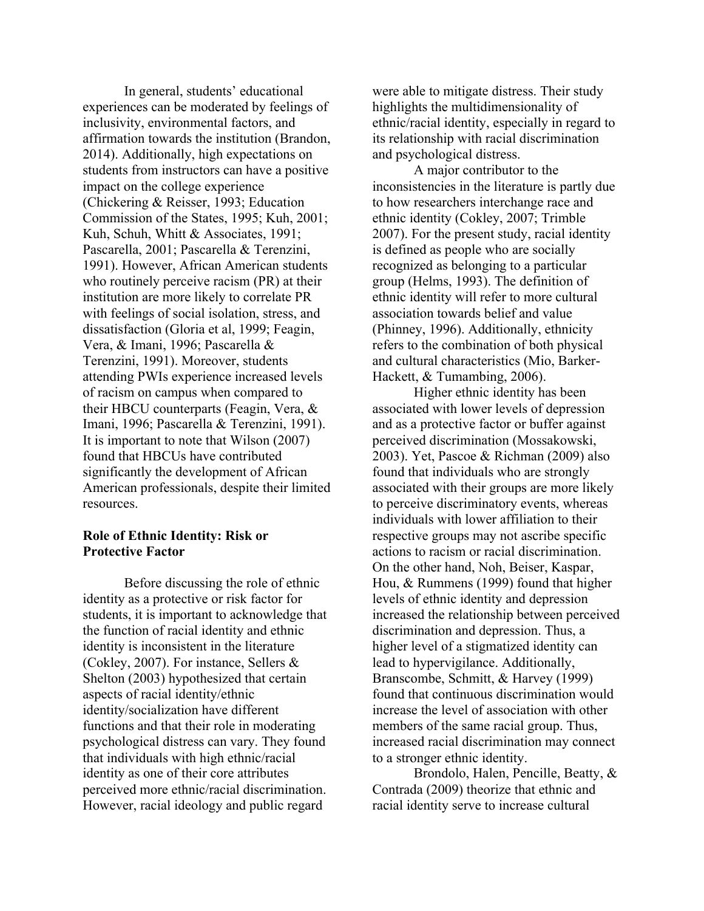In general, students' educational experiences can be moderated by feelings of inclusivity, environmental factors, and affirmation towards the institution (Brandon, 2014). Additionally, high expectations on students from instructors can have a positive impact on the college experience (Chickering & Reisser, 1993; Education Commission of the States, 1995; Kuh, 2001; Kuh, Schuh, Whitt & Associates, 1991; Pascarella, 2001; Pascarella & Terenzini, 1991). However, African American students who routinely perceive racism (PR) at their institution are more likely to correlate PR with feelings of social isolation, stress, and dissatisfaction (Gloria et al, 1999; Feagin, Vera, & Imani, 1996; Pascarella & Terenzini, 1991). Moreover, students attending PWIs experience increased levels of racism on campus when compared to their HBCU counterparts (Feagin, Vera, & Imani, 1996; Pascarella & Terenzini, 1991). It is important to note that Wilson (2007) found that HBCUs have contributed significantly the development of African American professionals, despite their limited resources.

**Role of Ethnic Identity: Risk or Protective Factor**

Before discussing the role of ethnic identity as a protective or risk factor for students, it is important to acknowledge that the function of racial identity and ethnic identity is inconsistent in the literature (Cokley, 2007). For instance, Sellers & Shelton (2003) hypothesized that certain aspects of racial identity/ethnic identity/socialization have different functions and that their role in moderating psychological distress can vary. They found that individuals with high ethnic/racial identity as one of their core attributes perceived more ethnic/racial discrimination. However, racial ideology and public regard were able to mitigate distress. Their study highlights the multidimensionality of ethnic/racial identity, especially in regard to its relationship with racial discrimination and psychological distress.

A major contributor to the inconsistencies in the literature is partly due to how researchers interchange race and ethnic identity (Cokley, 2007; Trimble 2007). For the present study, racial identity is defined as people who are socially recognized as belonging to a particular group (Helms, 1993). The definition of ethnic identity will refer to more cultural association towards belief and value (Phinney, 1996). Additionally, ethnicity refers to the combination of both physical and cultural characteristics (Mio, Barker-Hackett, & Tumambing, 2006).

Higher ethnic identity has been associated with lower levels of depression and as a protective factor or buffer against perceived discrimination (Mossakowski, 2003). Yet, Pascoe & Richman (2009) also found that individuals who are strongly associated with their groups are more likely to perceive discriminatory events, whereas individuals with lower affiliation to their respective groups may not ascribe specific actions to racism or racial discrimination. On the other hand, Noh, Beiser, Kaspar, Hou, & Rummens (1999) found that higher levels of ethnic identity and depression increased the relationship between perceived discrimination and depression. Thus, a higher level of a stigmatized identity can lead to hypervigilance. Additionally, Branscombe, Schmitt, & Harvey (1999) found that continuous discrimination would increase the level of association with other members of the same racial group. Thus, increased racial discrimination may connect to a stronger ethnic identity.

Brondolo, Halen, Pencille, Beatty, & Contrada (2009) theorize that ethnic and racial identity serve to increase cultural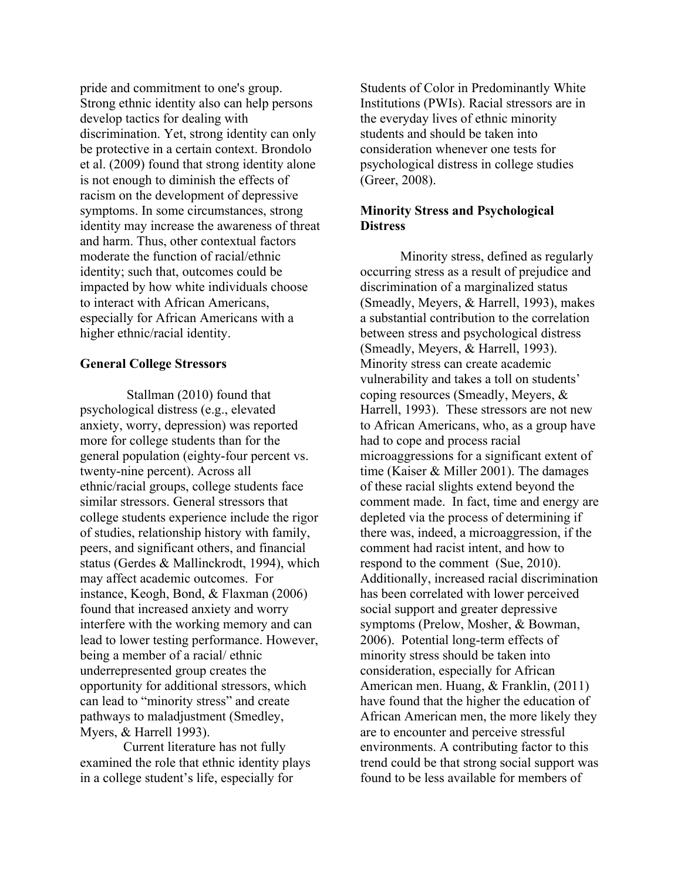pride and commitment to one's group. Strong ethnic identity also can help persons develop tactics for dealing with discrimination. Yet, strong identity can only be protective in a certain context. Brondolo et al. (2009) found that strong identity alone is not enough to diminish the effects of racism on the development of depressive symptoms. In some circumstances, strong identity may increase the awareness of threat and harm. Thus, other contextual factors moderate the function of racial/ethnic identity; such that, outcomes could be impacted by how white individuals choose to interact with African Americans, especially for African Americans with a higher ethnic/racial identity.

**General College Stressors**

Stallman (2010) found that psychological distress (e.g., elevated anxiety, worry, depression) was reported more for college students than for the general population (eighty-four percent vs. twenty-nine percent). Across all ethnic/racial groups, college students face similar stressors. General stressors that college students experience include the rigor of studies, relationship history with family, peers, and significant others, and financial status (Gerdes & Mallinckrodt, 1994), which may affect academic outcomes. For instance, Keogh, Bond, & Flaxman (2006) found that increased anxiety and worry interfere with the working memory and can lead to lower testing performance. However, being a member of a racial/ ethnic underrepresented group creates the opportunity for additional stressors, which can lead to "minority stress" and create pathways to maladjustment (Smedley, Myers, & Harrell 1993).

Current literature has not fully examined the role that ethnic identity plays in a college student's life, especially for Students of Color in Predominantly White Institutions (PWIs). Racial stressors are in the everyday lives of ethnic minority students and should be taken into consideration whenever one tests for psychological distress in college studies (Greer, 2008).

**Minority Stress and Psychological Distress**

Minority stress, defined as regularly occurring stress as a result of prejudice and discrimination of a marginalized status (Smeadly, Meyers, & Harrell, 1993), makes a substantial contribution to the correlation between stress and psychological distress (Smeadly, Meyers, & Harrell, 1993). Minority stress can create academic vulnerability and takes a toll on students' coping resources (Smeadly, Meyers, & Harrell, 1993). These stressors are not new to African Americans, who, as a group have had to cope and process racial microaggressions for a significant extent of time (Kaiser & Miller 2001). The damages of these racial slights extend beyond the comment made. In fact, time and energy are depleted via the process of determining if there was, indeed, a microaggression, if the comment had racist intent, and how to respond to the comment (Sue, 2010). Additionally, increased racial discrimination has been correlated with lower perceived social support and greater depressive symptoms (Prelow, Mosher, & Bowman, 2006). Potential long-term effects of minority stress should be taken into consideration, especially for African American men. Huang, & Franklin, (2011) have found that the higher the education of African American men, the more likely they are to encounter and perceive stressful environments. A contributing factor to this trend could be that strong social support was found to be less available for members of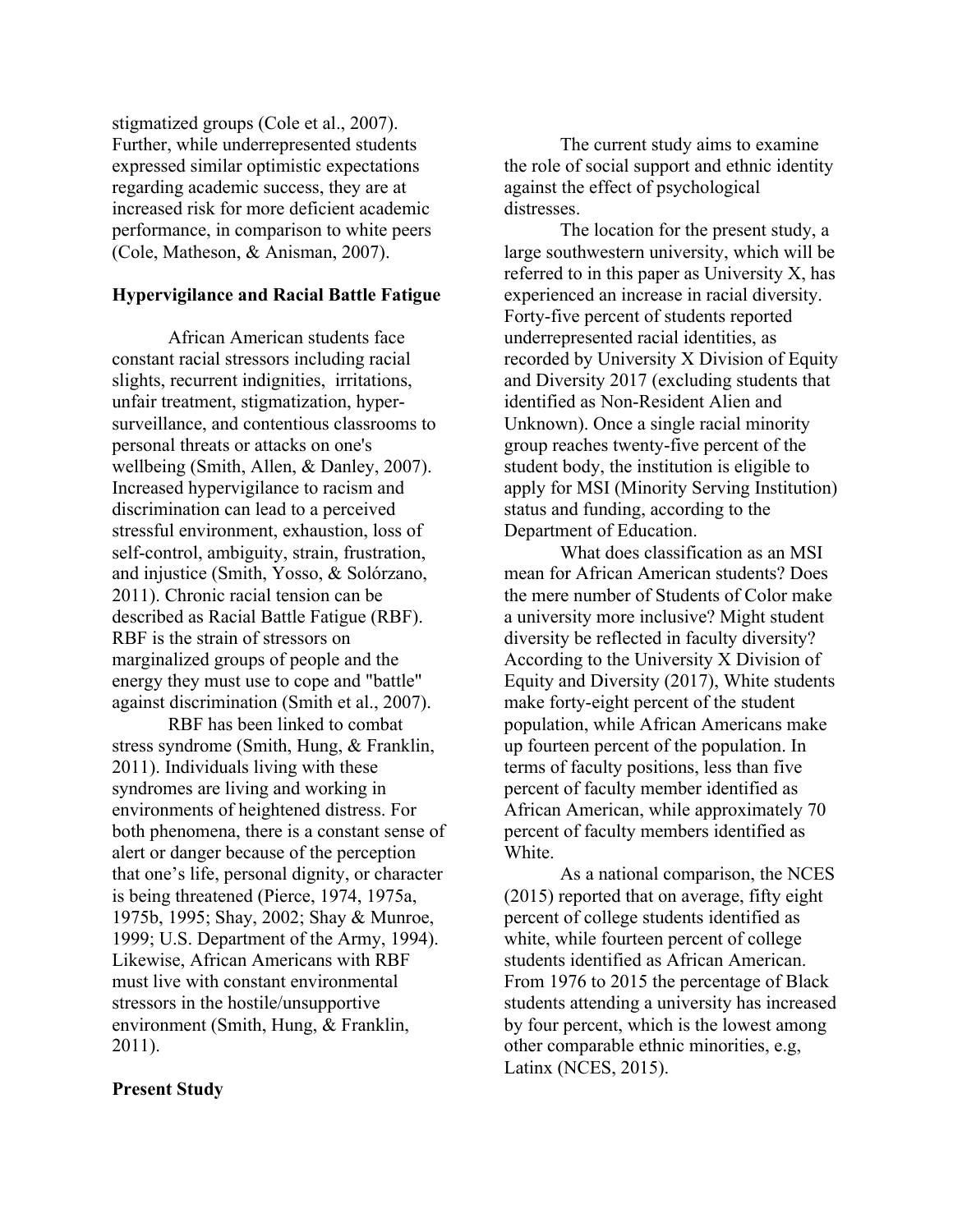stigmatized groups (Cole et al., 2007). Further, while underrepresented students expressed similar optimistic expectations regarding academic success, they are at increased risk for more deficient academic performance, in comparison to white peers (Cole, Matheson, & Anisman, 2007).

## Hypervigilance and Racial Battle Fatigue

African American students face constant racial stressors including racial slights, recurrent indignities, irritations, unfair treatment, stigmatization, hyper-surveillance, and contentious classrooms to personal threats or attacks on one's wellbeing (Smith, Allen, & Danley, 2007). Increased hypervigilance to racism and discrimination can lead to a perceived stressful environment, exhaustion, loss of self-control, ambiguity, strain, frustration, and injustice (Smith, Yosso, & Solórzano, 2011). Chronic racial tension can be described as Racial Battle Fatigue (RBF). RBF is the strain of stressors on marginalized groups of people and the energy they must use to cope and "battle" against discrimination (Smith et al., 2007).

RBF has been linked to combat stress syndrome (Smith, Hung, & Franklin, 2011). Individuals living with these syndromes are living and working in environments of heightened distress. For both phenomena, there is a constant sense of alert or danger because of the perception that one's life, personal dignity, or character is being threatened (Pierce, 1974, 1975a, 1975b, 1995; Shay, 2002; Shay & Munroe, 1999; U.S. Department of the Army, 1994). Likewise, African Americans with RBF must live with constant environmental stressors in the hostile/unsupportive environment (Smith, Hung, & Franklin, 2011).

## Present Study

The current study aims to examine the role of social support and ethnic identity against the effect of psychological distresses.

The location for the present study, a large southwestern university, which will be referred to in this paper as University X, has experienced an increase in racial diversity. Forty-five percent of students reported underrepresented racial identities, as recorded by University X Division of Equity and Diversity 2017 (excluding students that identified as Non-Resident Alien and Unknown). Once a single racial minority group reaches twenty-five percent of the student body, the institution is eligible to apply for MSI (Minority Serving Institution) status and funding, according to the Department of Education.

What does classification as an MSI mean for African American students? Does the mere number of Students of Color make a university more inclusive? Might student diversity be reflected in faculty diversity? According to the University X Division of Equity and Diversity (2017), White students make forty-eight percent of the student population, while African Americans make up fourteen percent of the population. In terms of faculty positions, less than five percent of faculty member identified as African American, while approximately 70 percent of faculty members identified as White.

As a national comparison, the NCES (2015) reported that on average, fifty eight percent of college students identified as white, while fourteen percent of college students identified as African American. From 1976 to 2015 the percentage of Black students attending a university has increased by four percent, which is the lowest among other comparable ethnic minorities, e.g, Latinx (NCES, 2015).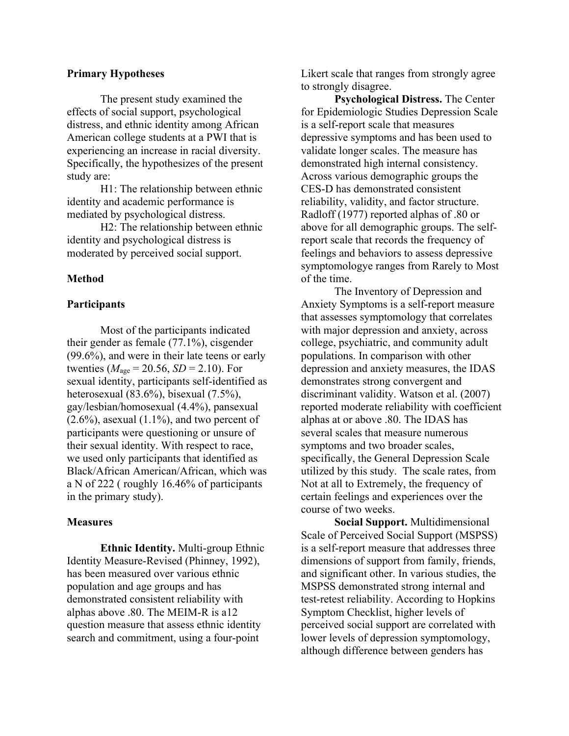**Primary Hypotheses**

The present study examined the effects of social support, psychological distress, and ethnic identity among African American college students at a PWI that is experiencing an increase in racial diversity. Specifically, the hypothesizes of the present study are:

H1: The relationship between ethnic identity and academic performance is mediated by psychological distress.

H2: The relationship between ethnic identity and psychological distress is moderated by perceived social support.

**Method**

**Participants**

Most of the participants indicated their gender as female (77.1%), cisgender (99.6%), and were in their late teens or early twenties ($M_{age}$ = 20.56, *SD* = 2.10). For sexual identity, participants self-identified as heterosexual (83.6%), bisexual (7.5%), gay/lesbian/homosexual (4.4%), pansexual (2.6%), asexual (1.1%), and two percent of participants were questioning or unsure of their sexual identity. With respect to race, we used only participants that identified as Black/African American/African, which was a N of 222 ( roughly 16.46% of participants in the primary study).

**Measures**

**Ethnic Identity.** Multi-group Ethnic Identity Measure-Revised (Phinney, 1992), has been measured over various ethnic population and age groups and has demonstrated consistent reliability with alphas above .80. The MEIM-R is a12 question measure that assess ethnic identity search and commitment, using a four-point Likert scale that ranges from strongly agree to strongly disagree.

**Psychological Distress.** The Center for Epidemiologic Studies Depression Scale is a self-report scale that measures depressive symptoms and has been used to validate longer scales. The measure has demonstrated high internal consistency. Across various demographic groups the CES-D has demonstrated consistent reliability, validity, and factor structure. Radloff (1977) reported alphas of .80 or above for all demographic groups. The self-report scale that records the frequency of feelings and behaviors to assess depressive symptomologye ranges from Rarely to Most of the time.

The Inventory of Depression and Anxiety Symptoms is a self-report measure that assesses symptomology that correlates with major depression and anxiety, across college, psychiatric, and community adult populations. In comparison with other depression and anxiety measures, the IDAS demonstrates strong convergent and discriminant validity. Watson et al. (2007) reported moderate reliability with coefficient alphas at or above .80. The IDAS has several scales that measure numerous symptoms and two broader scales, specifically, the General Depression Scale utilized by this study. The scale rates, from Not at all to Extremely, the frequency of certain feelings and experiences over the course of two weeks.

**Social Support.** Multidimensional Scale of Perceived Social Support (MSPSS) is a self-report measure that addresses three dimensions of support from family, friends, and significant other. In various studies, the MSPSS demonstrated strong internal and test-retest reliability. According to Hopkins Symptom Checklist, higher levels of perceived social support are correlated with lower levels of depression symptomology, although difference between genders has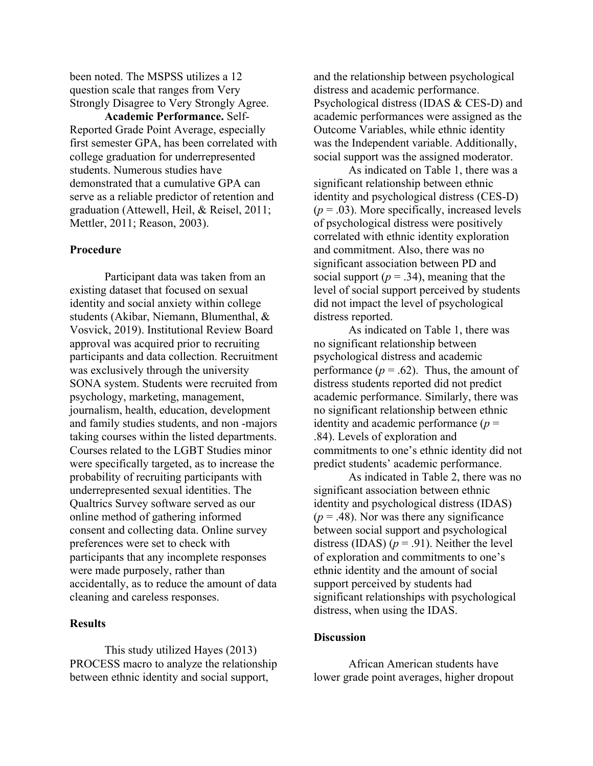been noted. The MSPSS utilizes a 12 question scale that ranges from Very Strongly Disagree to Very Strongly Agree.

**Academic Performance.** Self-Reported Grade Point Average, especially first semester GPA, has been correlated with college graduation for underrepresented students. Numerous studies have demonstrated that a cumulative GPA can serve as a reliable predictor of retention and graduation (Attewell, Heil, & Reisel, 2011; Mettler, 2011; Reason, 2003).

### Procedure

Participant data was taken from an existing dataset that focused on sexual identity and social anxiety within college students (Akibar, Niemann, Blumenthal, & Vosvick, 2019). Institutional Review Board approval was acquired prior to recruiting participants and data collection. Recruitment was exclusively through the university SONA system. Students were recruited from psychology, marketing, management, journalism, health, education, development and family studies students, and non -majors taking courses within the listed departments. Courses related to the LGBT Studies minor were specifically targeted, as to increase the probability of recruiting participants with underrepresented sexual identities. The Qualtrics Survey software served as our online method of gathering informed consent and collecting data. Online survey preferences were set to check with participants that any incomplete responses were made purposely, rather than accidentally, as to reduce the amount of data cleaning and careless responses.

### Results

This study utilized Hayes (2013) PROCESS macro to analyze the relationship between ethnic identity and social support, and the relationship between psychological distress and academic performance. Psychological distress (IDAS & CES-D) and academic performances were assigned as the Outcome Variables, while ethnic identity was the Independent variable. Additionally, social support was the assigned moderator.

As indicated on Table 1, there was a significant relationship between ethnic identity and psychological distress (CES-D) ($p = .03$). More specifically, increased levels of psychological distress were positively correlated with ethnic identity exploration and commitment. Also, there was no significant association between PD and social support ($p = .34$), meaning that the level of social support perceived by students did not impact the level of psychological distress reported.

As indicated on Table 1, there was no significant relationship between psychological distress and academic performance ($p = .62$). Thus, the amount of distress students reported did not predict academic performance. Similarly, there was no significant relationship between ethnic identity and academic performance ($p = .84$). Levels of exploration and commitments to one's ethnic identity did not predict students' academic performance.

As indicated in Table 2, there was no significant association between ethnic identity and psychological distress (IDAS) ($p = .48$). Nor was there any significance between social support and psychological distress (IDAS) ($p = .91$). Neither the level of exploration and commitments to one's ethnic identity and the amount of social support perceived by students had significant relationships with psychological distress, when using the IDAS.

### Discussion

African American students have lower grade point averages, higher dropout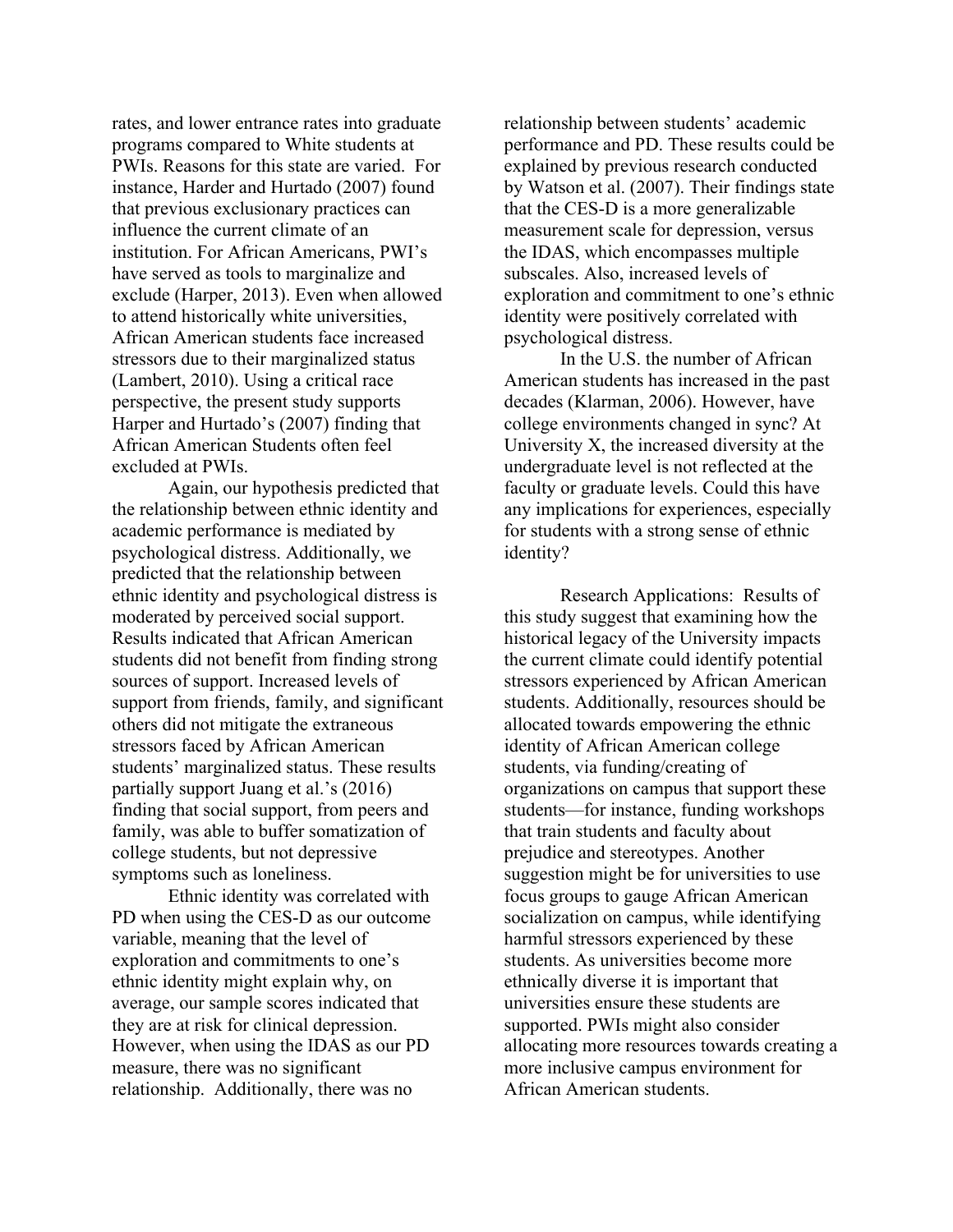rates, and lower entrance rates into graduate programs compared to White students at PWIs. Reasons for this state are varied. For instance, Harder and Hurtado (2007) found that previous exclusionary practices can influence the current climate of an institution. For African Americans, PWI's have served as tools to marginalize and exclude (Harper, 2013). Even when allowed to attend historically white universities, African American students face increased stressors due to their marginalized status (Lambert, 2010). Using a critical race perspective, the present study supports Harper and Hurtado's (2007) finding that African American Students often feel excluded at PWIs.

Again, our hypothesis predicted that the relationship between ethnic identity and academic performance is mediated by psychological distress. Additionally, we predicted that the relationship between ethnic identity and psychological distress is moderated by perceived social support. Results indicated that African American students did not benefit from finding strong sources of support. Increased levels of support from friends, family, and significant others did not mitigate the extraneous stressors faced by African American students' marginalized status. These results partially support Juang et al.'s (2016) finding that social support, from peers and family, was able to buffer somatization of college students, but not depressive symptoms such as loneliness.

Ethnic identity was correlated with PD when using the CES-D as our outcome variable, meaning that the level of exploration and commitments to one's ethnic identity might explain why, on average, our sample scores indicated that they are at risk for clinical depression. However, when using the IDAS as our PD measure, there was no significant relationship. Additionally, there was no relationship between students' academic performance and PD. These results could be explained by previous research conducted by Watson et al. (2007). Their findings state that the CES-D is a more generalizable measurement scale for depression, versus the IDAS, which encompasses multiple subscales. Also, increased levels of exploration and commitment to one's ethnic identity were positively correlated with psychological distress.

In the U.S. the number of African American students has increased in the past decades (Klarman, 2006). However, have college environments changed in sync? At University X, the increased diversity at the undergraduate level is not reflected at the faculty or graduate levels. Could this have any implications for experiences, especially for students with a strong sense of ethnic identity?

Research Applications: Results of this study suggest that examining how the historical legacy of the University impacts the current climate could identify potential stressors experienced by African American students. Additionally, resources should be allocated towards empowering the ethnic identity of African American college students, via funding/creating of organizations on campus that support these students—for instance, funding workshops that train students and faculty about prejudice and stereotypes. Another suggestion might be for universities to use focus groups to gauge African American socialization on campus, while identifying harmful stressors experienced by these students. As universities become more ethnically diverse it is important that universities ensure these students are supported. PWIs might also consider allocating more resources towards creating a more inclusive campus environment for African American students.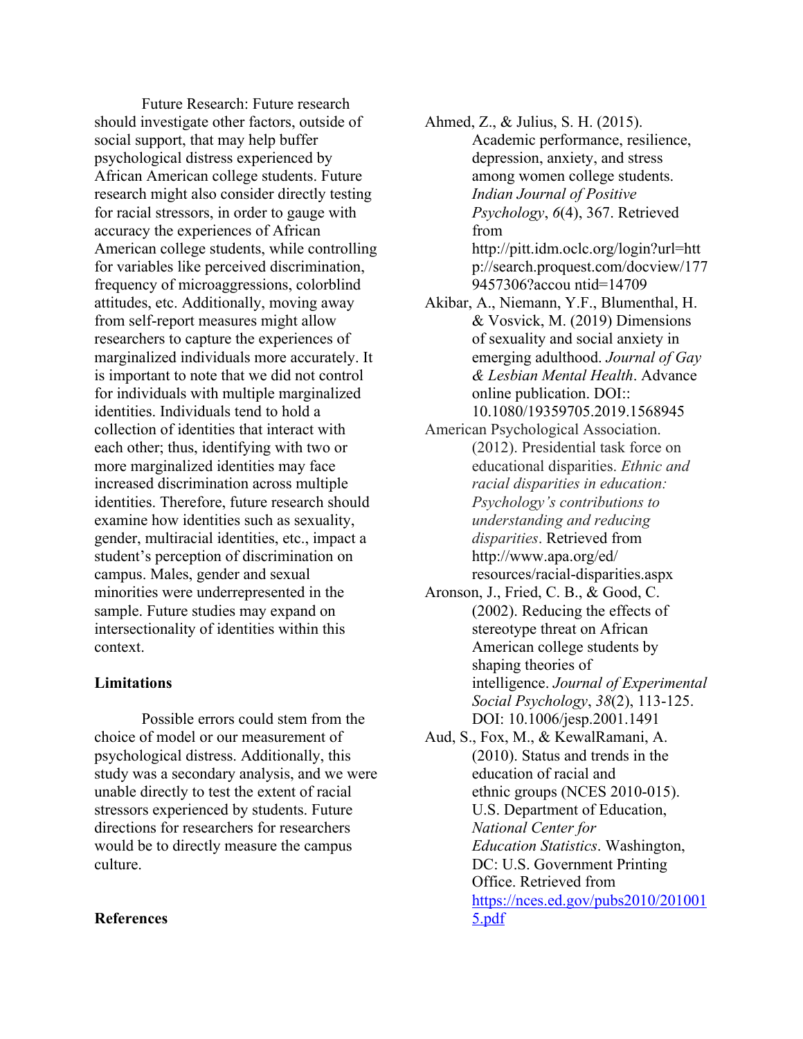Future Research: Future research should investigate other factors, outside of social support, that may help buffer psychological distress experienced by African American college students. Future research might also consider directly testing for racial stressors, in order to gauge with accuracy the experiences of African American college students, while controlling for variables like perceived discrimination, frequency of microaggressions, colorblind attitudes, etc. Additionally, moving away from self-report measures might allow researchers to capture the experiences of marginalized individuals more accurately. It is important to note that we did not control for individuals with multiple marginalized identities. Individuals tend to hold a collection of identities that interact with each other; thus, identifying with two or more marginalized identities may face increased discrimination across multiple identities. Therefore, future research should examine how identities such as sexuality, gender, multiracial identities, etc., impact a student's perception of discrimination on campus. Males, gender and sexual minorities were underrepresented in the sample. Future studies may expand on intersectionality of identities within this context.

**Limitations**

Possible errors could stem from the choice of model or our measurement of psychological distress. Additionally, this study was a secondary analysis, and we were unable directly to test the extent of racial stressors experienced by students. Future directions for researchers for researchers would be to directly measure the campus culture.

**References**

Ahmed, Z., & Julius, S. H. (2015). Academic performance, resilience, depression, anxiety, and stress among women college students. *Indian Journal of Positive Psychology*, *6*(4), 367. Retrieved from http://pitt.idm.oclc.org/login?url=http://search.proquest.com/docview/1779457306?accou ntid=14709

Akibar, A., Niemann, Y.F., Blumenthal, H. & Vosvick, M. (2019) Dimensions of sexuality and social anxiety in emerging adulthood. *Journal of Gay & Lesbian Mental Health*. Advance online publication. DOI:: 10.1080/19359705.2019.1568945

American Psychological Association. (2012). Presidential task force on educational disparities. *Ethnic and racial disparities in education: Psychology's contributions to understanding and reducing disparities*. Retrieved from http://www.apa.org/ed/resources/racial-disparities.aspx

Aronson, J., Fried, C. B., & Good, C. (2002). Reducing the effects of stereotype threat on African American college students by shaping theories of intelligence. *Journal of Experimental Social Psychology*, *38*(2), 113-125. DOI: 10.1006/jesp.2001.1491

Aud, S., Fox, M., & KewalRamani, A. (2010). Status and trends in the education of racial and ethnic groups (NCES 2010-015). U.S. Department of Education, *National Center for Education Statistics*. Washington, DC: U.S. Government Printing Office. Retrieved from https://nces.ed.gov/pubs2010/2010015.pdf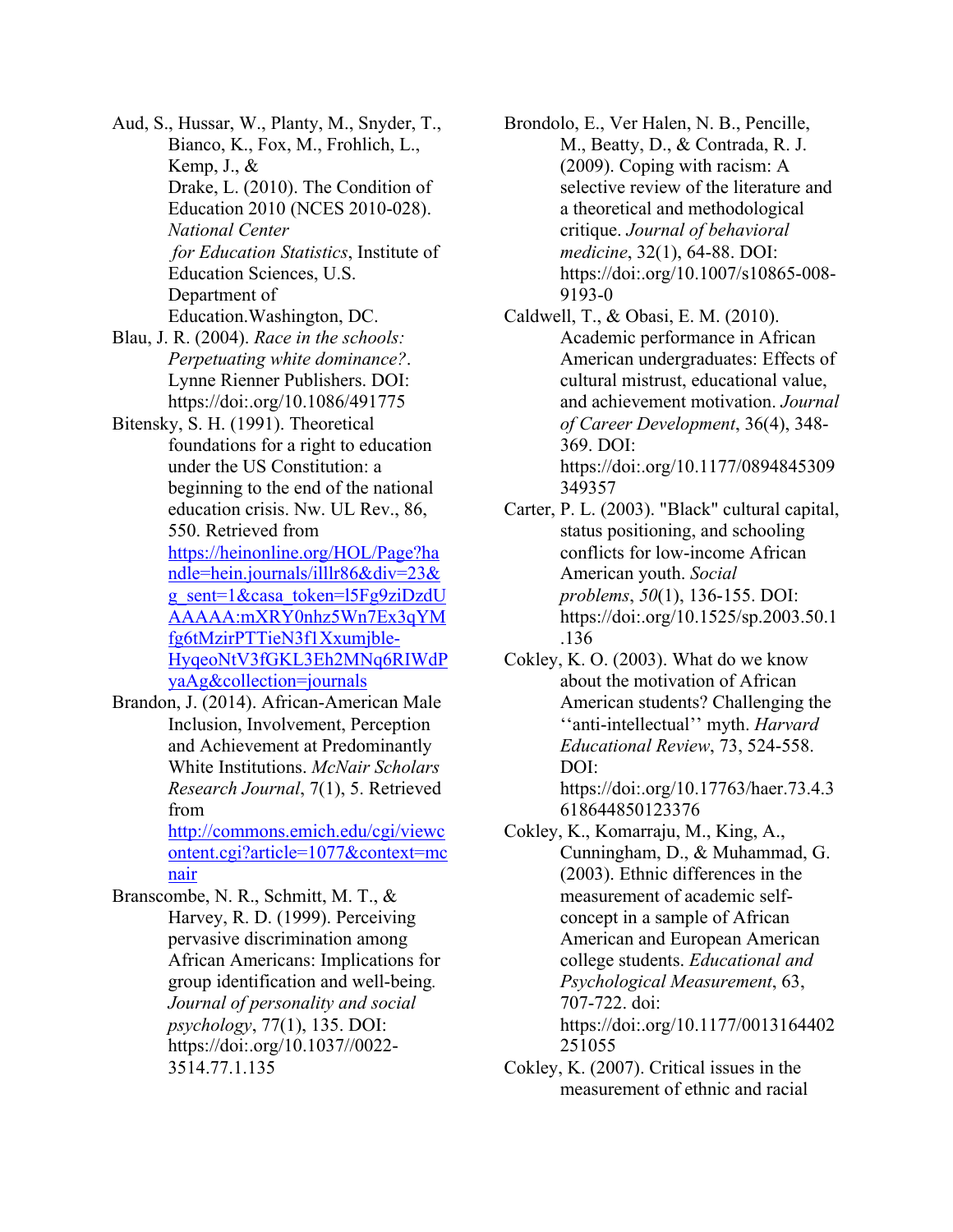Aud, S., Hussar, W., Planty, M., Snyder, T., Bianco, K., Fox, M., Frohlich, L., Kemp, J., & Drake, L. (2010). The Condition of Education 2010 (NCES 2010-028). *National Center for Education Statistics*, Institute of Education Sciences, U.S. Department of Education.Washington, DC.

Blau, J. R. (2004). *Race in the schools: Perpetuating white dominance?*. Lynne Rienner Publishers. DOI: https://doi:.org/10.1086/491775

Bitensky, S. H. (1991). Theoretical foundations for a right to education under the US Constitution: a beginning to the end of the national education crisis. Nw. UL Rev., 86, 550. Retrieved from [https://heinonline.org/HOL/Page?handle=hein.journals/illlr86&div=23&g_sent=1&casa_token=l5Fg9ziDzdUAAAAA:mXRY0nhz5Wn7Ex3qYMfg6tMzirPTTieN3f1Xxumjble-HyqeoNtV3fGKL3Eh2MNq6RIWdPyaAg&collection=journals](https://heinonline.org/HOL/Page?handle=hein.journals/illlr86&div=23&g_sent=1&casa_token=l5Fg9ziDzdUAAAAA:mXRY0nhz5Wn7Ex3qYMfg6tMzirPTTieN3f1Xxumjble-HyqeoNtV3fGKL3Eh2MNq6RIWdPyaAg&collection=journals)

Brandon, J. (2014). African-American Male Inclusion, Involvement, Perception and Achievement at Predominantly White Institutions. *McNair Scholars Research Journal*, 7(1), 5. Retrieved from [http://commons.emich.edu/cgi/viewcontent.cgi?article=1077&context=mcnair](http://commons.emich.edu/cgi/viewcontent.cgi?article=1077&context=mcnair)

Branscombe, N. R., Schmitt, M. T., & Harvey, R. D. (1999). Perceiving pervasive discrimination among African Americans: Implications for group identification and well-being. *Journal of personality and social psychology*, 77(1), 135. DOI: https://doi:.org/10.1037//0022-3514.77.1.135

Brondolo, E., Ver Halen, N. B., Pencille, M., Beatty, D., & Contrada, R. J. (2009). Coping with racism: A selective review of the literature and a theoretical and methodological critique. *Journal of behavioral medicine*, 32(1), 64-88. DOI: https://doi:.org/10.1007/s10865-008-9193-0

Caldwell, T., & Obasi, E. M. (2010). Academic performance in African American undergraduates: Effects of cultural mistrust, educational value, and achievement motivation. *Journal of Career Development*, 36(4), 348-369. DOI: https://doi:.org/10.1177/0894845309349357

Carter, P. L. (2003). "Black" cultural capital, status positioning, and schooling conflicts for low-income African American youth. *Social problems*, *50*(1), 136-155. DOI: https://doi:.org/10.1525/sp.2003.50.1.136

Cokley, K. O. (2003). What do we know about the motivation of African American students? Challenging the ''anti-intellectual'' myth. *Harvard Educational Review*, 73, 524-558. DOI: https://doi:.org/10.17763/haer.73.4.3618644850123376

Cokley, K., Komarraju, M., King, A., Cunningham, D., & Muhammad, G. (2003). Ethnic differences in the measurement of academic self-concept in a sample of African American and European American college students. *Educational and Psychological Measurement*, 63, 707-722. doi: https://doi:.org/10.1177/0013164402251055

Cokley, K. (2007). Critical issues in the measurement of ethnic and racial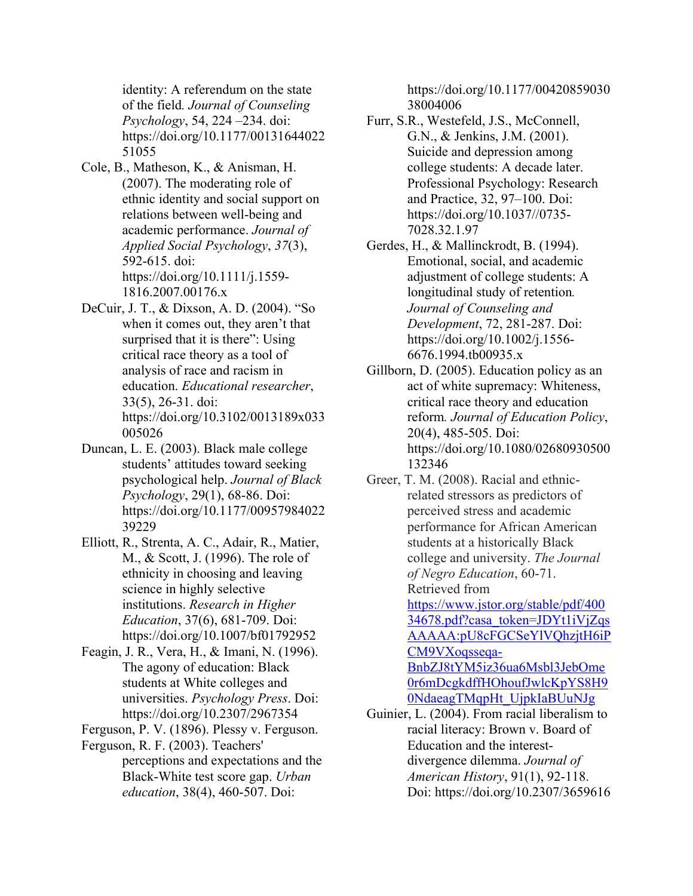identity: A referendum on the state of the field. *Journal of Counseling Psychology*, 54, 224 –234. doi: https://doi.org/10.1177/0013164402251055

Cole, B., Matheson, K., & Anisman, H. (2007). The moderating role of ethnic identity and social support on relations between well‐being and academic performance. *Journal of Applied Social Psychology*, *37*(3), 592-615. doi: https://doi.org/10.1111/j.1559-1816.2007.00176.x

DeCuir, J. T., & Dixson, A. D. (2004). "So when it comes out, they aren't that surprised that it is there": Using critical race theory as a tool of analysis of race and racism in education. *Educational researcher*, 33(5), 26-31. doi: https://doi.org/10.3102/0013189x033005026

Duncan, L. E. (2003). Black male college students' attitudes toward seeking psychological help. *Journal of Black Psychology*, 29(1), 68-86. Doi: https://doi.org/10.1177/0095798402239229

Elliott, R., Strenta, A. C., Adair, R., Matier, M., & Scott, J. (1996). The role of ethnicity in choosing and leaving science in highly selective institutions. *Research in Higher Education*, 37(6), 681-709. Doi: https://doi.org/10.1007/bf01792952

Feagin, J. R., Vera, H., & Imani, N. (1996). The agony of education: Black students at White colleges and universities. *Psychology Press*. Doi: https://doi.org/10.2307/2967354

Ferguson, P. V. (1896). Plessy v. Ferguson.

Ferguson, R. F. (2003). Teachers' perceptions and expectations and the Black-White test score gap. *Urban education*, 38(4), 460-507. Doi: https://doi.org/10.1177/0042085903038004006

Furr, S.R., Westefeld, J.S., McConnell, G.N., & Jenkins, J.M. (2001). Suicide and depression among college students: A decade later. Professional Psychology: Research and Practice, 32, 97–100. Doi: https://doi.org/10.1037//0735-7028.32.1.97

Gerdes, H., & Mallinckrodt, B. (1994). Emotional, social, and academic adjustment of college students: A longitudinal study of retention. *Journal of Counseling and Development*, 72, 281-287. Doi: https://doi.org/10.1002/j.1556-6676.1994.tb00935.x

Gillborn, D. (2005). Education policy as an act of white supremacy: Whiteness, critical race theory and education reform. *Journal of Education Policy*, 20(4), 485-505. Doi: https://doi.org/10.1080/02680930500132346

Greer, T. M. (2008). Racial and ethnic-related stressors as predictors of perceived stress and academic performance for African American students at a historically Black college and university. *The Journal of Negro Education*, 60-71. Retrieved from https://www.jstor.org/stable/pdf/40034678.pdf?casa_token=JDYt1iVjZqsAAAAA:pU8cFGCSeYlVQhzjtH6iPCM9VXoqsseqa-BnbZJ8tYM5iz36ua6Msbl3JebOme0r6mDcgkdffHOhoufJwlcKpYS8H90NdaeagTMqpHt_UjpkIaBUuNJg

Guinier, L. (2004). From racial liberalism to racial literacy: Brown v. Board of Education and the interest-divergence dilemma. *Journal of American History*, 91(1), 92-118. Doi: https://doi.org/10.2307/3659616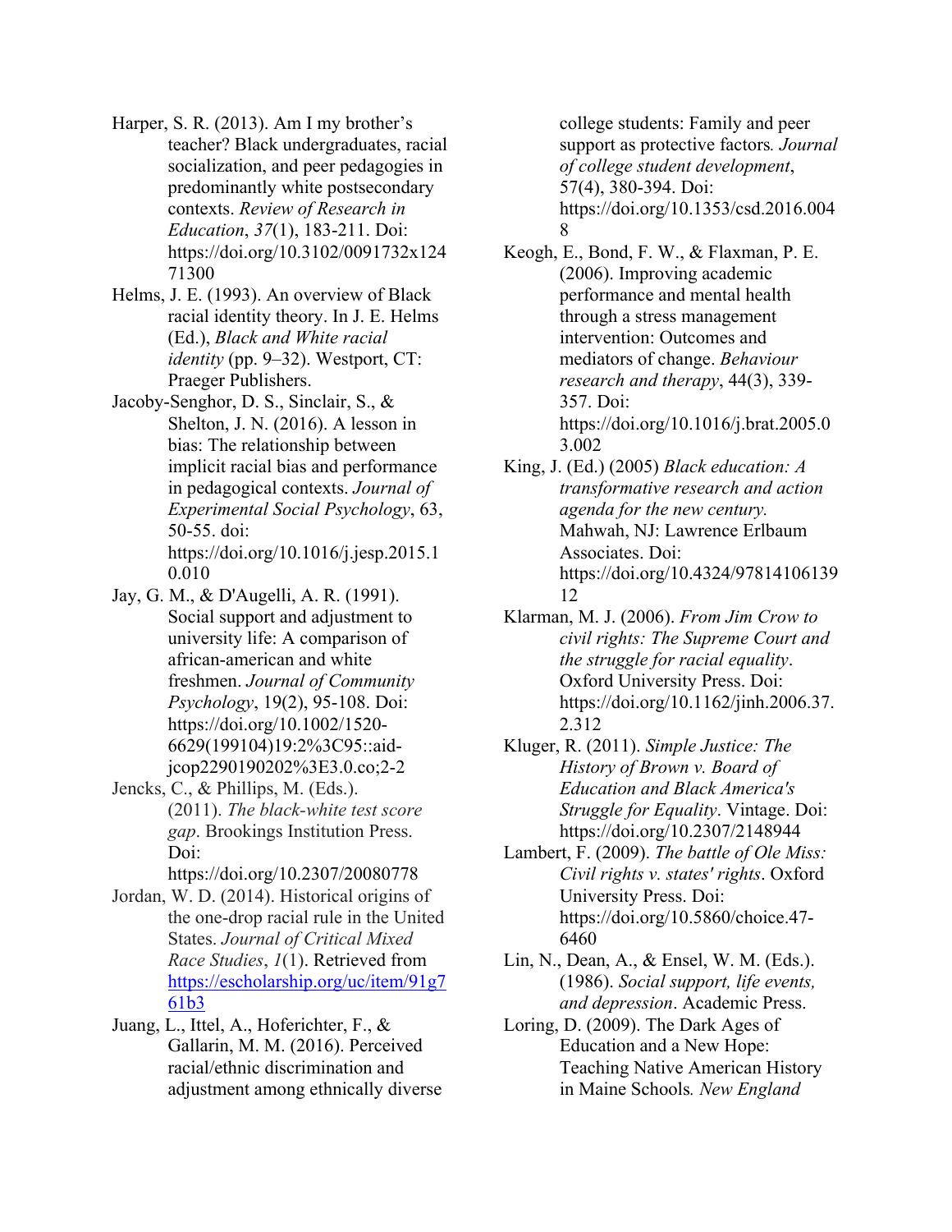Harper, S. R. (2013). Am I my brother's teacher? Black undergraduates, racial socialization, and peer pedagogies in predominantly white postsecondary contexts. *Review of Research in Education*, *37*(1), 183-211. Doi: https://doi.org/10.3102/0091732x12471300

Helms, J. E. (1993). An overview of Black racial identity theory. In J. E. Helms (Ed.), *Black and White racial identity* (pp. 9–32). Westport, CT: Praeger Publishers.

Jacoby-Senghor, D. S., Sinclair, S., & Shelton, J. N. (2016). A lesson in bias: The relationship between implicit racial bias and performance in pedagogical contexts. *Journal of Experimental Social Psychology*, 63, 50-55. doi: https://doi.org/10.1016/j.jesp.2015.10.010

Jay, G. M., & D'Augelli, A. R. (1991). Social support and adjustment to university life: A comparison of african-american and white freshmen. *Journal of Community Psychology*, 19(2), 95-108. Doi: https://doi.org/10.1002/1520-6629(199104)19:2%3C95::aid-jcop2290190202%3E3.0.co;2-2

Jencks, C., & Phillips, M. (Eds.). (2011). *The black-white test score gap*. Brookings Institution Press. Doi: https://doi.org/10.2307/20080778

Jordan, W. D. (2014). Historical origins of the one-drop racial rule in the United States. *Journal of Critical Mixed Race Studies*, *1*(1). Retrieved from [https://escholarship.org/uc/item/91g761b3](https://escholarship.org/uc/item/91g761b3)

Juang, L., Ittel, A., Hoferichter, F., & Gallarin, M. M. (2016). Perceived racial/ethnic discrimination and adjustment among ethnically diverse college students: Family and peer support as protective factors*. Journal of college student development*, 57(4), 380-394. Doi: https://doi.org/10.1353/csd.2016.0048

Keogh, E., Bond, F. W., & Flaxman, P. E. (2006). Improving academic performance and mental health through a stress management intervention: Outcomes and mediators of change. *Behaviour research and therapy*, 44(3), 339-357. Doi: https://doi.org/10.1016/j.brat.2005.03.002

King, J. (Ed.) (2005) *Black education: A transformative research and action agenda for the new century.* Mahwah, NJ: Lawrence Erlbaum Associates. Doi: https://doi.org/10.4324/9781410613912

Klarman, M. J. (2006). *From Jim Crow to civil rights: The Supreme Court and the struggle for racial equality*. Oxford University Press. Doi: https://doi.org/10.1162/jinh.2006.37.2.312

Kluger, R. (2011). *Simple Justice: The History of Brown v. Board of Education and Black America's Struggle for Equality*. Vintage. Doi: https://doi.org/10.2307/2148944

Lambert, F. (2009). *The battle of Ole Miss: Civil rights v. states' rights*. Oxford University Press. Doi: https://doi.org/10.5860/choice.47-6460

Lin, N., Dean, A., & Ensel, W. M. (Eds.). (1986). *Social support, life events, and depression*. Academic Press.

Loring, D. (2009). The Dark Ages of Education and a New Hope: Teaching Native American History in Maine Schools*. New England*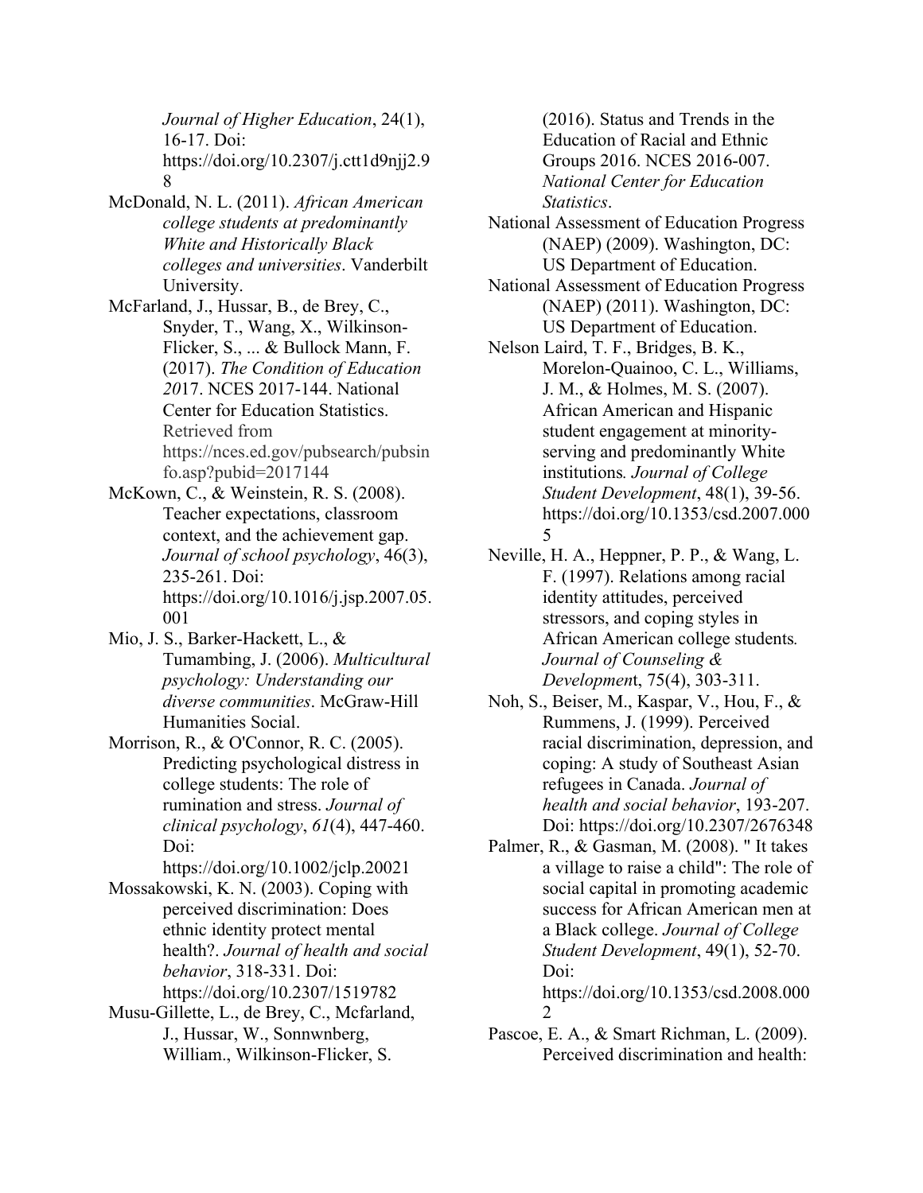*Journal of Higher Education*, 24(1), 16-17. Doi: https://doi.org/10.2307/j.ctt1d9njj2.98

McDonald, N. L. (2011). *African American college students at predominantly White and Historically Black colleges and universities*. Vanderbilt University.

McFarland, J., Hussar, B., de Brey, C., Snyder, T., Wang, X., Wilkinson-Flicker, S., ... & Bullock Mann, F. (2017). *The Condition of Education 2017*. NCES 2017-144. National Center for Education Statistics. Retrieved from https://nces.ed.gov/pubsearch/pubsinfo.asp?pubid=2017144

McKown, C., & Weinstein, R. S. (2008). Teacher expectations, classroom context, and the achievement gap. *Journal of school psychology*, 46(3), 235-261. Doi: https://doi.org/10.1016/j.jsp.2007.05.001

Mio, J. S., Barker-Hackett, L., & Tumambing, J. (2006). *Multicultural psychology: Understanding our diverse communities*. McGraw-Hill Humanities Social.

Morrison, R., & O'Connor, R. C. (2005). Predicting psychological distress in college students: The role of rumination and stress. *Journal of clinical psychology*, *61*(4), 447-460. Doi: https://doi.org/10.1002/jclp.20021

Mossakowski, K. N. (2003). Coping with perceived discrimination: Does ethnic identity protect mental health?. *Journal of health and social behavior*, 318-331. Doi: https://doi.org/10.2307/1519782

Musu-Gillette, L., de Brey, C., Mcfarland, J., Hussar, W., Sonnwnberg, William., Wilkinson-Flicker, S. (2016). Status and Trends in the Education of Racial and Ethnic Groups 2016. NCES 2016-007. *National Center for Education Statistics*.

National Assessment of Education Progress (NAEP) (2009). Washington, DC: US Department of Education.

National Assessment of Education Progress (NAEP) (2011). Washington, DC: US Department of Education.

Nelson Laird, T. F., Bridges, B. K., Morelon-Quainoo, C. L., Williams, J. M., & Holmes, M. S. (2007). African American and Hispanic student engagement at minority-serving and predominantly White institutions. *Journal of College Student Development*, 48(1), 39-56. https://doi.org/10.1353/csd.2007.0005

Neville, H. A., Heppner, P. P., & Wang, L. F. (1997). Relations among racial identity attitudes, perceived stressors, and coping styles in African American college students. *Journal of Counseling & Development*, 75(4), 303-311.

Noh, S., Beiser, M., Kaspar, V., Hou, F., & Rummens, J. (1999). Perceived racial discrimination, depression, and coping: A study of Southeast Asian refugees in Canada. *Journal of health and social behavior*, 193-207. Doi: https://doi.org/10.2307/2676348

Palmer, R., & Gasman, M. (2008). " It takes a village to raise a child": The role of social capital in promoting academic success for African American men at a Black college. *Journal of College Student Development*, 49(1), 52-70. Doi: https://doi.org/10.1353/csd.2008.0002

Pascoe, E. A., & Smart Richman, L. (2009). Perceived discrimination and health: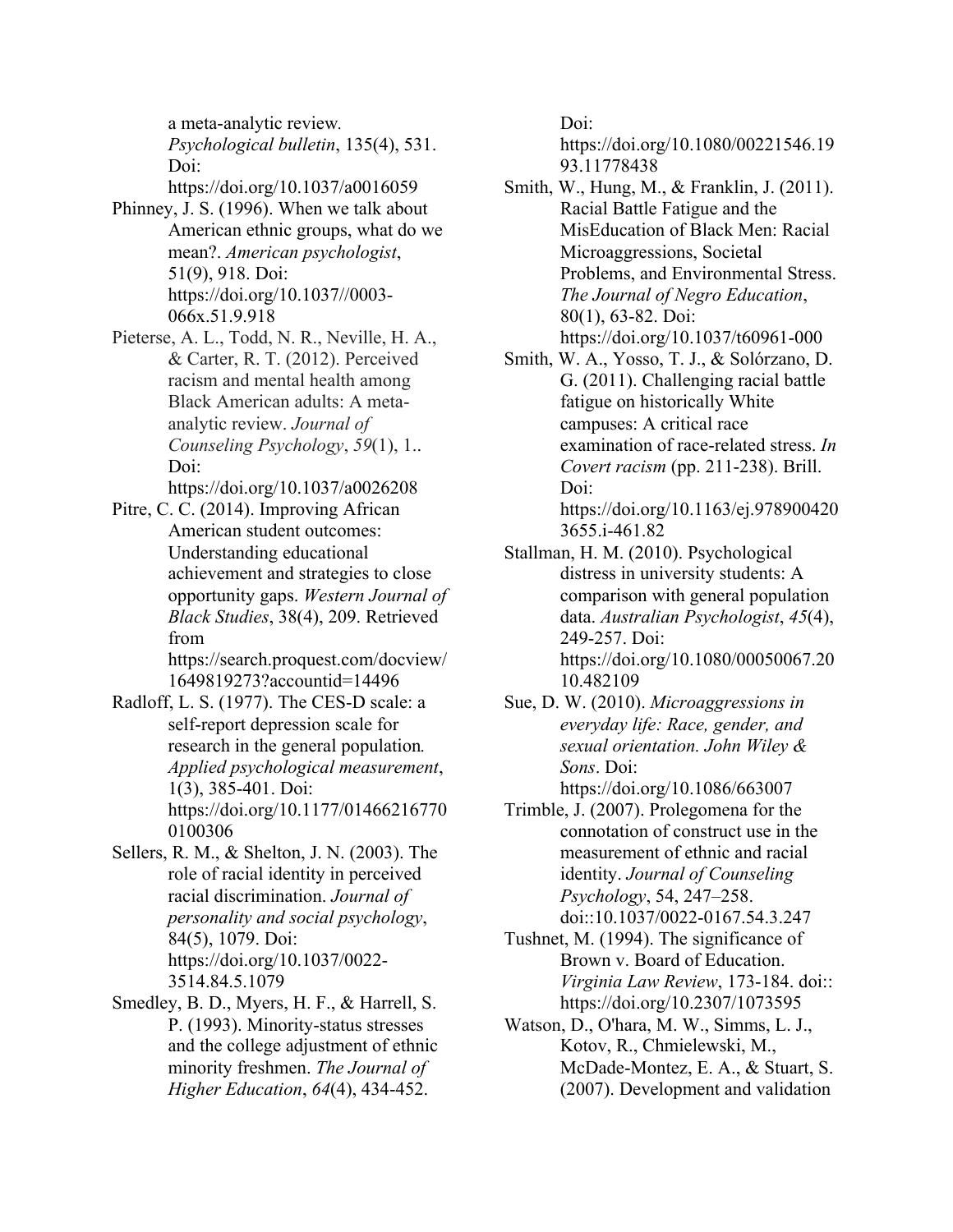a meta-analytic review. *Psychological bulletin*, 135(4), 531. Doi: https://doi.org/10.1037/a0016059

Phinney, J. S. (1996). When we talk about American ethnic groups, what do we mean?. *American psychologist*, 51(9), 918. Doi: https://doi.org/10.1037//0003-066x.51.9.918

Pieterse, A. L., Todd, N. R., Neville, H. A., & Carter, R. T. (2012). Perceived racism and mental health among Black American adults: A meta-analytic review. *Journal of Counseling Psychology*, *59*(1), 1.. Doi: https://doi.org/10.1037/a0026208

Pitre, C. C. (2014). Improving African American student outcomes: Understanding educational achievement and strategies to close opportunity gaps. *Western Journal of Black Studies*, 38(4), 209. Retrieved from https://search.proquest.com/docview/1649819273?accountid=14496

Radloff, L. S. (1977). The CES-D scale: a self-report depression scale for research in the general population. *Applied psychological measurement*, 1(3), 385-401. Doi: https://doi.org/10.1177/014662167700100306

Sellers, R. M., & Shelton, J. N. (2003). The role of racial identity in perceived racial discrimination. *Journal of personality and social psychology*, 84(5), 1079. Doi: https://doi.org/10.1037/0022-3514.84.5.1079

Smedley, B. D., Myers, H. F., & Harrell, S. P. (1993). Minority-status stresses and the college adjustment of ethnic minority freshmen. *The Journal of Higher Education*, *64*(4), 434-452. Doi: https://doi.org/10.1080/00221546.1993.11778438

Smith, W., Hung, M., & Franklin, J. (2011). Racial Battle Fatigue and the MisEducation of Black Men: Racial Microaggressions, Societal Problems, and Environmental Stress. *The Journal of Negro Education*, 80(1), 63-82. Doi: https://doi.org/10.1037/t60961-000

Smith, W. A., Yosso, T. J., & Solórzano, D. G. (2011). Challenging racial battle fatigue on historically White campuses: A critical race examination of race-related stress. *In Covert racism* (pp. 211-238). Brill. Doi: https://doi.org/10.1163/ej.9789004203655.i-461.82

Stallman, H. M. (2010). Psychological distress in university students: A comparison with general population data. *Australian Psychologist*, *45*(4), 249-257. Doi: https://doi.org/10.1080/00050067.2010.482109

Sue, D. W. (2010). *Microaggressions in everyday life: Race, gender, and sexual orientation. John Wiley & Sons*. Doi: https://doi.org/10.1086/663007

Trimble, J. (2007). Prolegomena for the connotation of construct use in the measurement of ethnic and racial identity. *Journal of Counseling Psychology*, 54, 247–258. doi::10.1037/0022-0167.54.3.247

Tushnet, M. (1994). The significance of Brown v. Board of Education. *Virginia Law Review*, 173-184. doi:: https://doi.org/10.2307/1073595

Watson, D., O'hara, M. W., Simms, L. J., Kotov, R., Chmielewski, M., McDade-Montez, E. A., & Stuart, S. (2007). Development and validation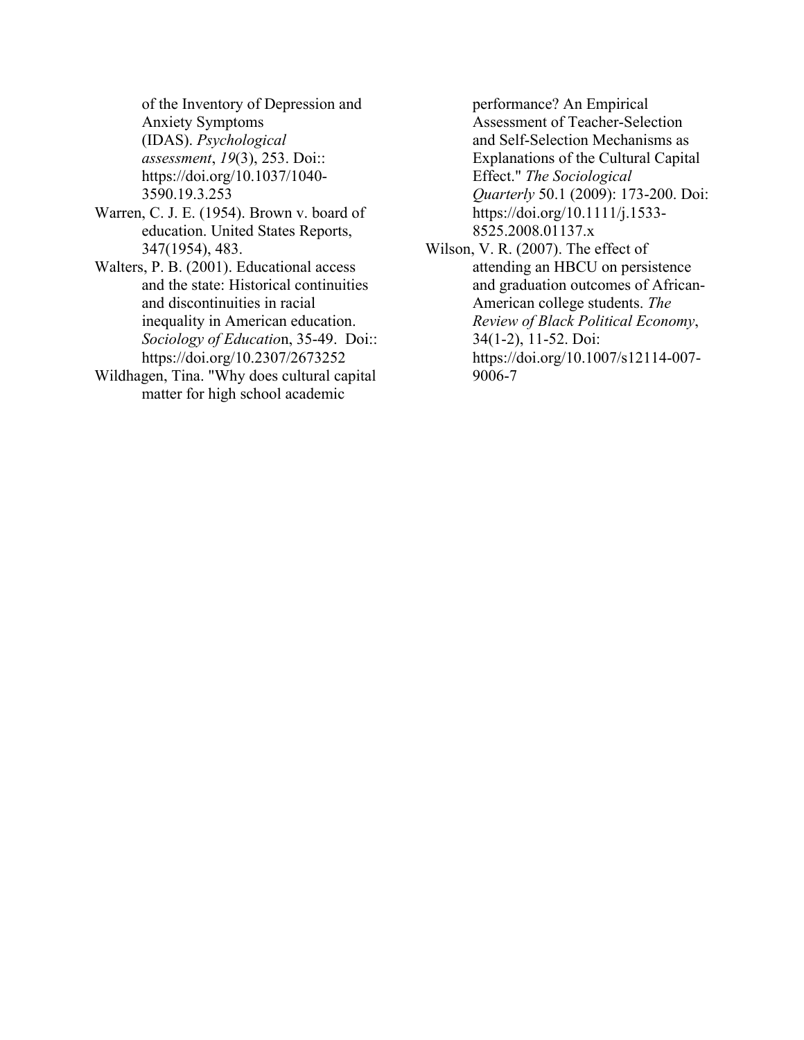of the Inventory of Depression and Anxiety Symptoms (IDAS). *Psychological assessment*, *19*(3), 253. Doi:: https://doi.org/10.1037/1040-3590.19.3.253

Warren, C. J. E. (1954). Brown v. board of education. United States Reports, 347(1954), 483.

Walters, P. B. (2001). Educational access and the state: Historical continuities and discontinuities in racial inequality in American education. *Sociology of Educatio*n, 35-49. Doi:: https://doi.org/10.2307/2673252

Wildhagen, Tina. "Why does cultural capital matter for high school academic performance? An Empirical Assessment of Teacher-Selection and Self-Selection Mechanisms as Explanations of the Cultural Capital Effect." *The Sociological Quarterly* 50.1 (2009): 173-200. Doi: https://doi.org/10.1111/j.1533-8525.2008.01137.x

Wilson, V. R. (2007). The effect of attending an HBCU on persistence and graduation outcomes of African-American college students. *The Review of Black Political Economy*, 34(1-2), 11-52. Doi: https://doi.org/10.1007/s12114-007-9006-7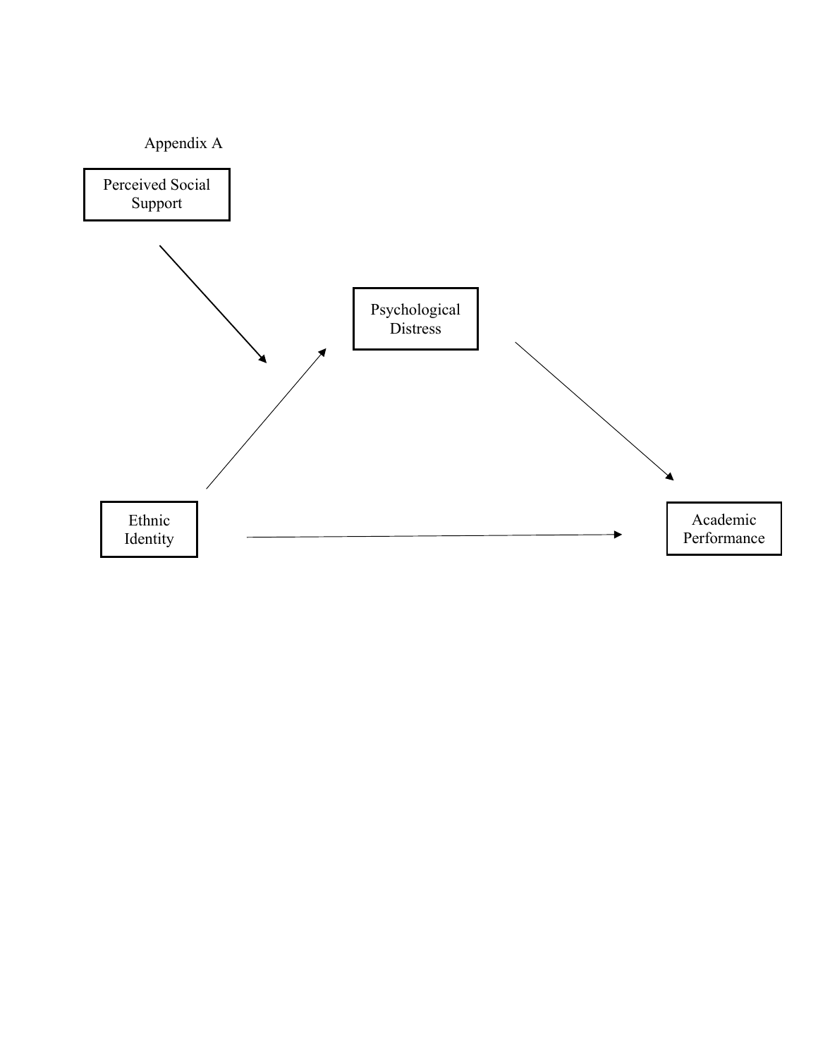Appendix A

Perceived Social Support

Psychological Distress

Ethnic Identity

Academic Performance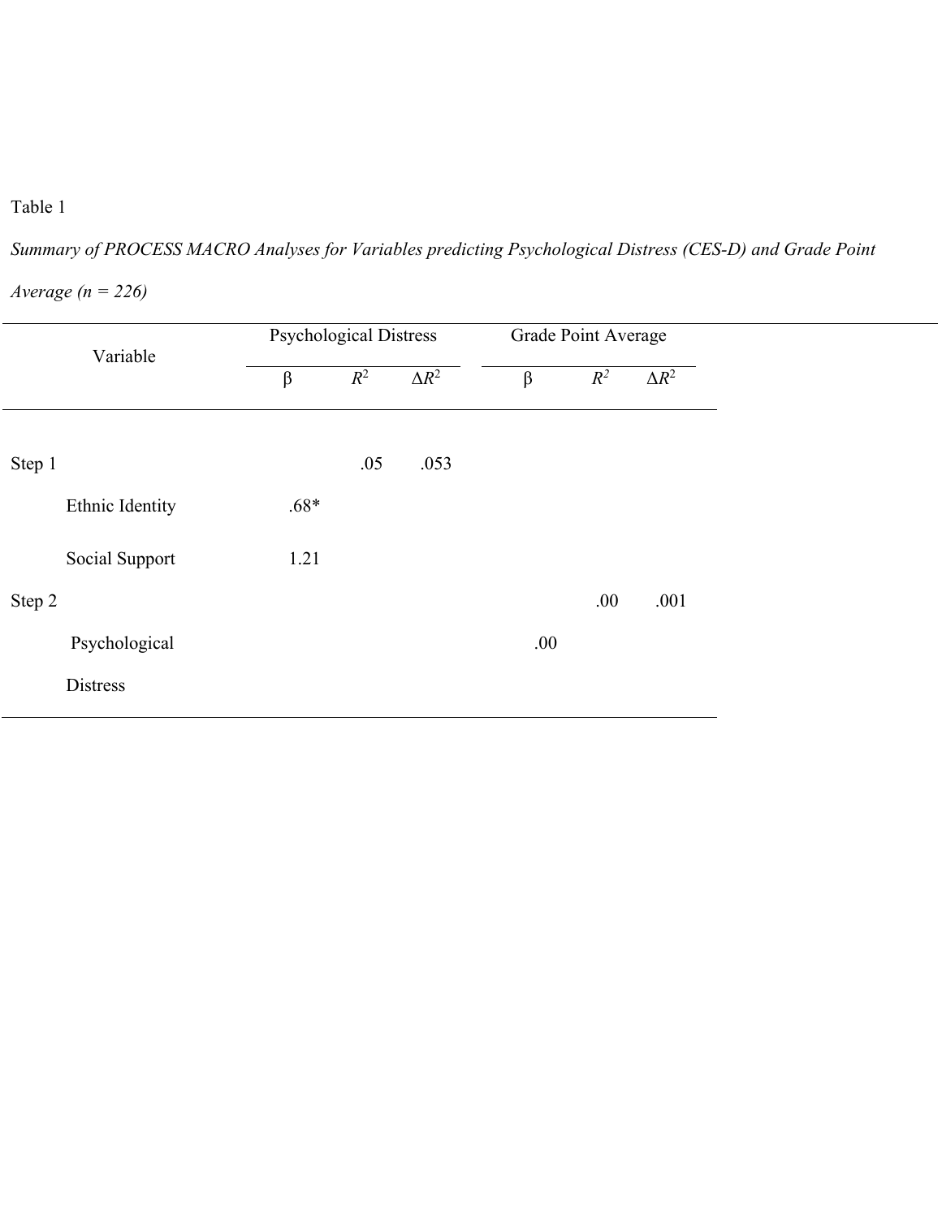Table 1

*Summary of PROCESS MACRO Analyses for Variables predicting Psychological Distress (CES-D) and Grade Point Average (n = 226)*

| Variable | Psychological Distress | | | Grade Point Average | | |
|---|---|---|---|---|---|---|
| | β | $R^2$ | $\Delta R^2$ | β | $R^2$ | $\Delta R^2$ |
| Step 1 | | .05 | .053 | | | |
| Ethnic Identity | .68* | | | | | |
| Social Support | 1.21 | | | | | |
| Step 2 | | | | | .00 | .001 |
| Psychological Distress | | | | .00 | | |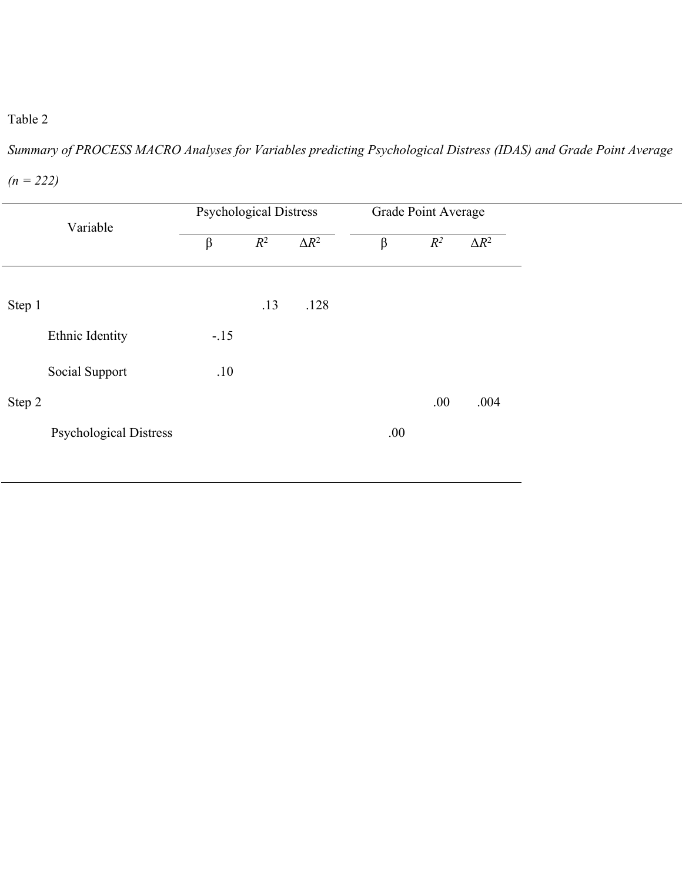Table 2

*Summary of PROCESS MACRO Analyses for Variables predicting Psychological Distress (IDAS) and Grade Point Average (n = 222)*

| Variable | Psychological Distress | | | Grade Point Average | | |
|---|---|---|---|---|---|---|
| | β | $R^2$ | $\Delta R^2$ | β | $R^2$ | $\Delta R^2$ |
| Step 1 | | .13 | .128 | | | |
| Ethnic Identity | -.15 | | | | | |
| Social Support | .10 | | | | | |
| Step 2 | | | | | .00 | .004 |
| Psychological Distress | | | | .00 | | |